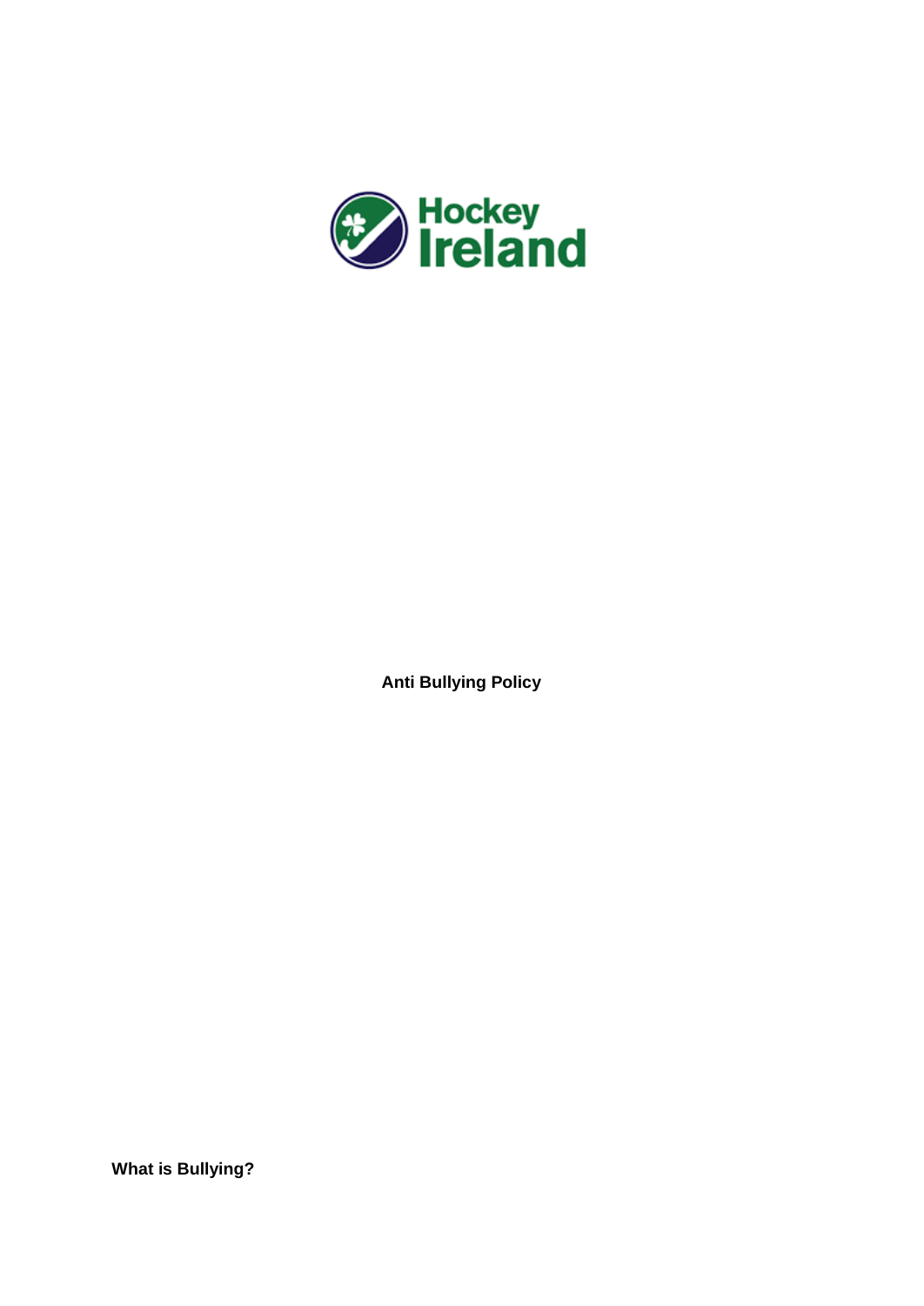Hockey Ireland

# Anti Bullying Policy

## What is Bullying?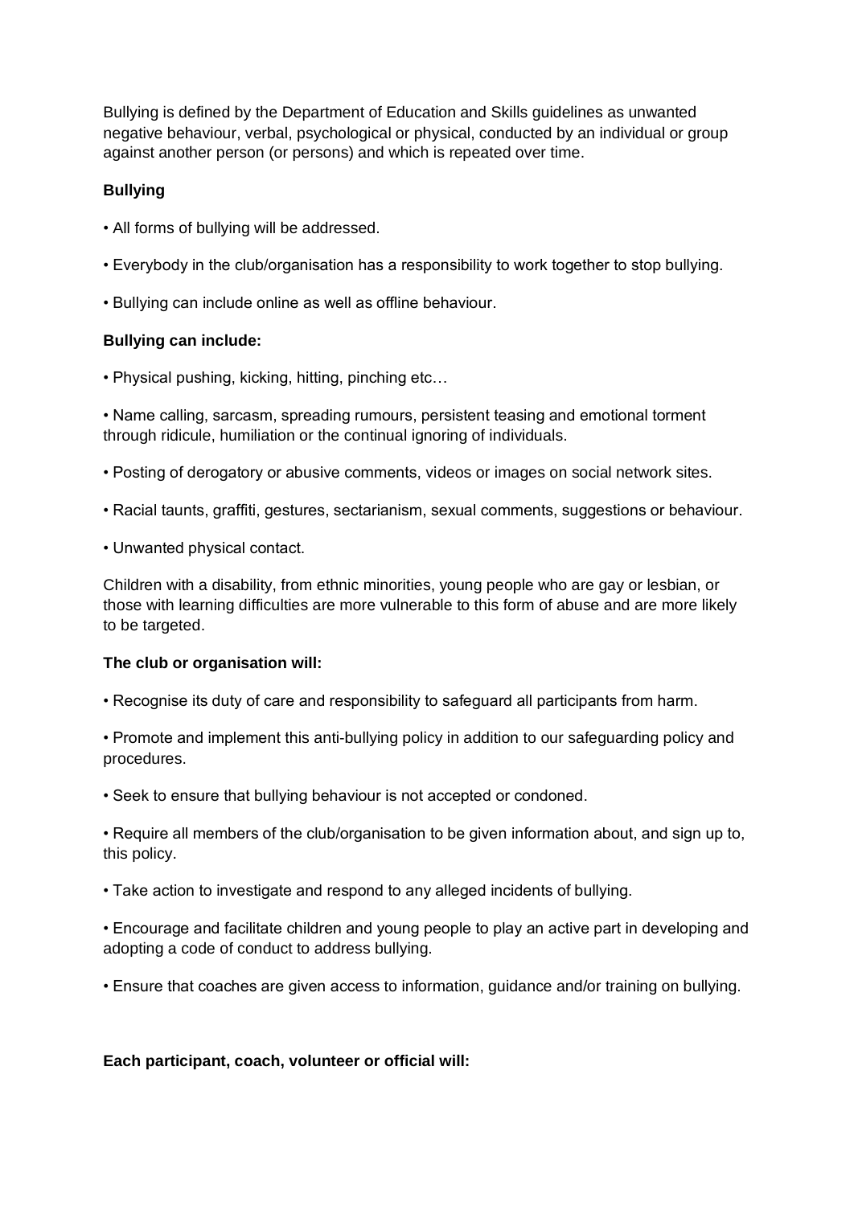Bullying is defined by the Department of Education and Skills guidelines as unwanted negative behaviour, verbal, psychological or physical, conducted by an individual or group against another person (or persons) and which is repeated over time.

**Bullying**

- All forms of bullying will be addressed.
- Everybody in the club/organisation has a responsibility to work together to stop bullying.
- Bullying can include online as well as offline behaviour.

**Bullying can include:**

- Physical pushing, kicking, hitting, pinching etc…
- Name calling, sarcasm, spreading rumours, persistent teasing and emotional torment through ridicule, humiliation or the continual ignoring of individuals.
- Posting of derogatory or abusive comments, videos or images on social network sites.
- Racial taunts, graffiti, gestures, sectarianism, sexual comments, suggestions or behaviour.
- Unwanted physical contact.

Children with a disability, from ethnic minorities, young people who are gay or lesbian, or those with learning difficulties are more vulnerable to this form of abuse and are more likely to be targeted.

**The club or organisation will:**

- Recognise its duty of care and responsibility to safeguard all participants from harm.
- Promote and implement this anti-bullying policy in addition to our safeguarding policy and procedures.
- Seek to ensure that bullying behaviour is not accepted or condoned.
- Require all members of the club/organisation to be given information about, and sign up to, this policy.
- Take action to investigate and respond to any alleged incidents of bullying.
- Encourage and facilitate children and young people to play an active part in developing and adopting a code of conduct to address bullying.
- Ensure that coaches are given access to information, guidance and/or training on bullying.

**Each participant, coach, volunteer or official will:**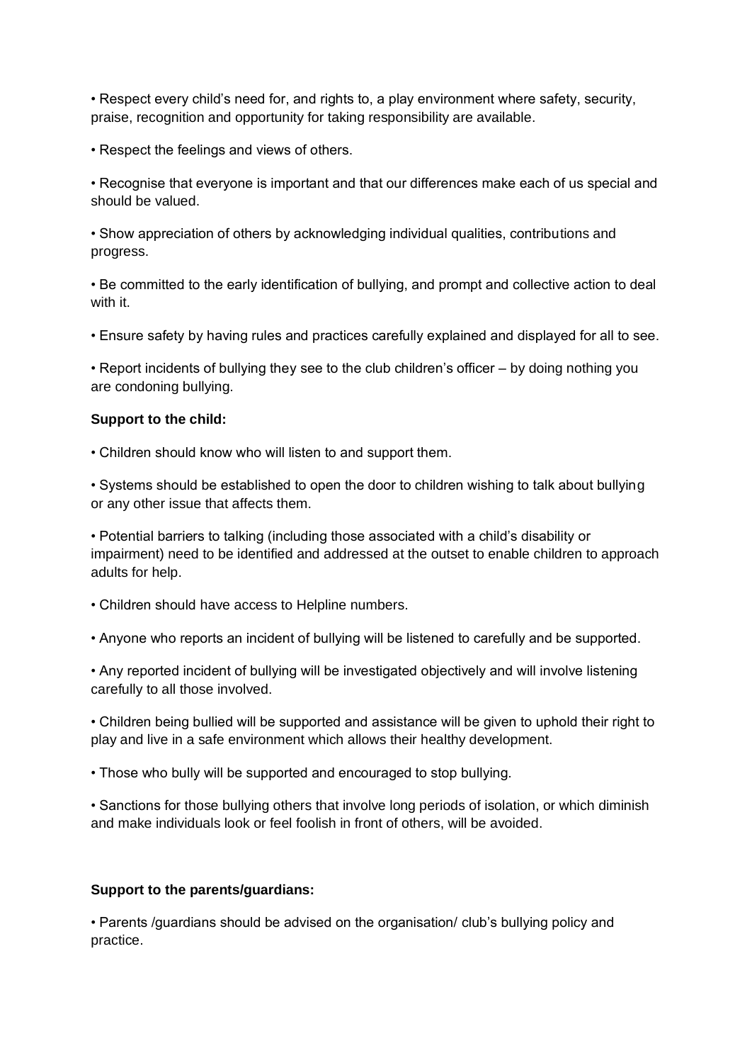- Respect every child's need for, and rights to, a play environment where safety, security, praise, recognition and opportunity for taking responsibility are available.
- Respect the feelings and views of others.
- Recognise that everyone is important and that our differences make each of us special and should be valued.
- Show appreciation of others by acknowledging individual qualities, contributions and progress.
- Be committed to the early identification of bullying, and prompt and collective action to deal with it.
- Ensure safety by having rules and practices carefully explained and displayed for all to see.
- Report incidents of bullying they see to the club children's officer – by doing nothing you are condoning bullying.

**Support to the child:**

- Children should know who will listen to and support them.
- Systems should be established to open the door to children wishing to talk about bullying or any other issue that affects them.
- Potential barriers to talking (including those associated with a child's disability or impairment) need to be identified and addressed at the outset to enable children to approach adults for help.
- Children should have access to Helpline numbers.
- Anyone who reports an incident of bullying will be listened to carefully and be supported.
- Any reported incident of bullying will be investigated objectively and will involve listening carefully to all those involved.
- Children being bullied will be supported and assistance will be given to uphold their right to play and live in a safe environment which allows their healthy development.
- Those who bully will be supported and encouraged to stop bullying.
- Sanctions for those bullying others that involve long periods of isolation, or which diminish and make individuals look or feel foolish in front of others, will be avoided.

**Support to the parents/guardians:**

- Parents /guardians should be advised on the organisation/ club's bullying policy and practice.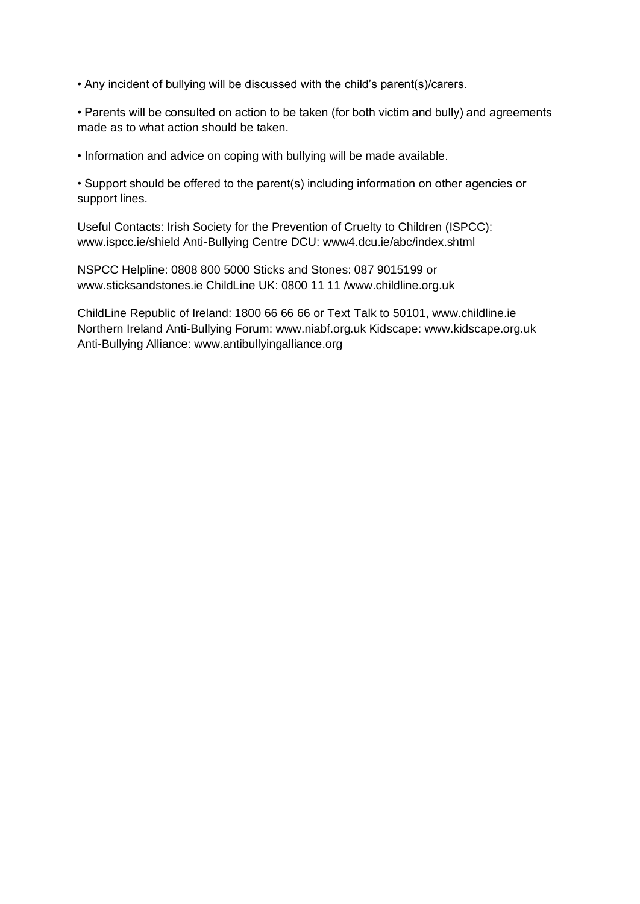- Any incident of bullying will be discussed with the child's parent(s)/carers.
- Parents will be consulted on action to be taken (for both victim and bully) and agreements made as to what action should be taken.
- Information and advice on coping with bullying will be made available.
- Support should be offered to the parent(s) including information on other agencies or support lines.

Useful Contacts: Irish Society for the Prevention of Cruelty to Children (ISPCC): www.ispcc.ie/shield Anti-Bullying Centre DCU: www4.dcu.ie/abc/index.shtml

NSPCC Helpline: 0808 800 5000 Sticks and Stones: 087 9015199 or www.sticksandstones.ie ChildLine UK: 0800 11 11 /www.childline.org.uk

ChildLine Republic of Ireland: 1800 66 66 66 or Text Talk to 50101, www.childline.ie Northern Ireland Anti-Bullying Forum: www.niabf.org.uk Kidscape: www.kidscape.org.uk Anti-Bullying Alliance: www.antibullyingalliance.org